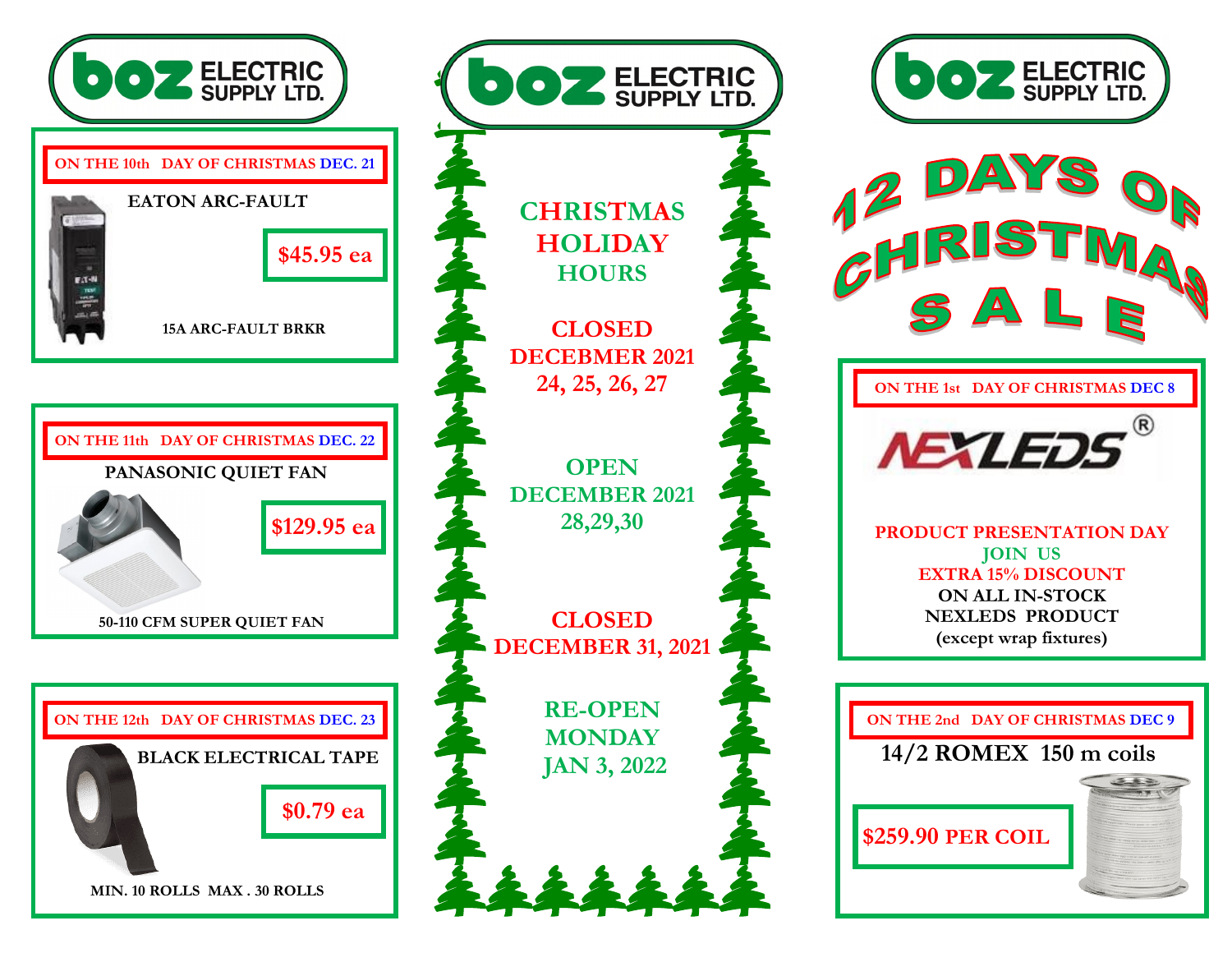# boz ELECTRIC SUPPLY LTD.

**ON THE 10th DAY OF CHRISTMAS DEC. 21**

**EATON ARC-FAULT**

**$45.95 ea**

**15A ARC-FAULT BRKR**

**ON THE 11th DAY OF CHRISTMAS DEC. 22**

**PANASONIC QUIET FAN**

**$129.95 ea**

**50-110 CFM SUPER QUIET FAN**

**ON THE 12th DAY OF CHRISTMAS DEC. 23**

**BLACK ELECTRICAL TAPE**

**$0.79 ea**

**MIN. 10 ROLLS MAX . 30 ROLLS**

# boz ELECTRIC SUPPLY LTD.

## CHRISTMAS HOLIDAY HOURS

**CLOSED**
**DECEBMER 2021**
**24, 25, 26, 27**

**OPEN**
**DECEMBER 2021**
**28,29,30**

**CLOSED**
**DECEMBER 31, 2021**

**RE-OPEN**
**MONDAY**
**JAN 3, 2022**

# boz ELECTRIC SUPPLY LTD.

# 12 DAYS OF CHRISTMAS SALE

**ON THE 1st DAY OF CHRISTMAS DEC 8**

**NEXLEDS®**

**PRODUCT PRESENTATION DAY**
**JOIN US**
**EXTRA 15% DISCOUNT**
**ON ALL IN-STOCK**
**NEXLEDS PRODUCT**
**(except wrap fixtures)**

**ON THE 2nd DAY OF CHRISTMAS DEC 9**

**14/2 ROMEX 150 m coils**

**$259.90 PER COIL**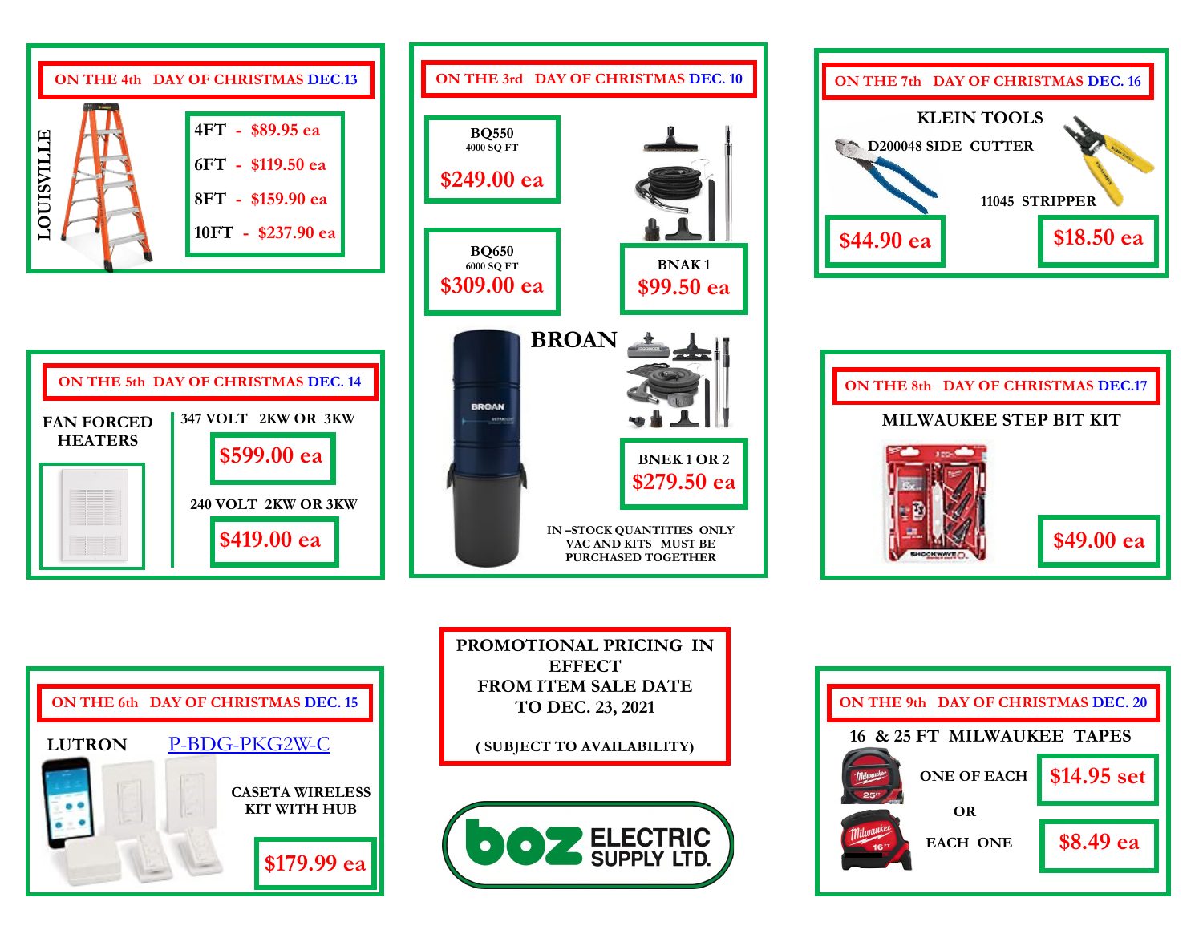## ON THE 4th DAY OF CHRISTMAS DEC.13

LOUISVILLE

4FT - $89.95 ea

6FT - $119.50 ea

8FT - $159.90 ea

10FT - $237.90 ea

## ON THE 3rd DAY OF CHRISTMAS DEC. 10

BQ550
4000 SQ FT

$249.00 ea

BQ650
6000 SQ FT

$309.00 ea

BNAK 1

$99.50 ea

BROAN

BNEK 1 OR 2

$279.50 ea

IN –STOCK QUANTITIES ONLY
VAC AND KITS MUST BE
PURCHASED TOGETHER

## ON THE 7th DAY OF CHRISTMAS DEC. 16

KLEIN TOOLS

D200048 SIDE CUTTER

$44.90 ea

11045 STRIPPER

$18.50 ea

## ON THE 5th DAY OF CHRISTMAS DEC. 14

FAN FORCED HEATERS

347 VOLT 2KW OR 3KW

$599.00 ea

240 VOLT 2KW OR 3KW

$419.00 ea

## ON THE 8th DAY OF CHRISTMAS DEC.17

MILWAUKEE STEP BIT KIT

$49.00 ea

## ON THE 6th DAY OF CHRISTMAS DEC. 15

LUTRON P-BDG-PKG2W-C

CASETA WIRELESS KIT WITH HUB

$179.99 ea

**PROMOTIONAL PRICING IN EFFECT FROM ITEM SALE DATE TO DEC. 23, 2021**

( SUBJECT TO AVAILABILITY)

boz ELECTRIC SUPPLY LTD.

## ON THE 9th DAY OF CHRISTMAS DEC. 20

16 & 25 FT MILWAUKEE TAPES

ONE OF EACH $14.95 set

OR

EACH ONE $8.49 ea